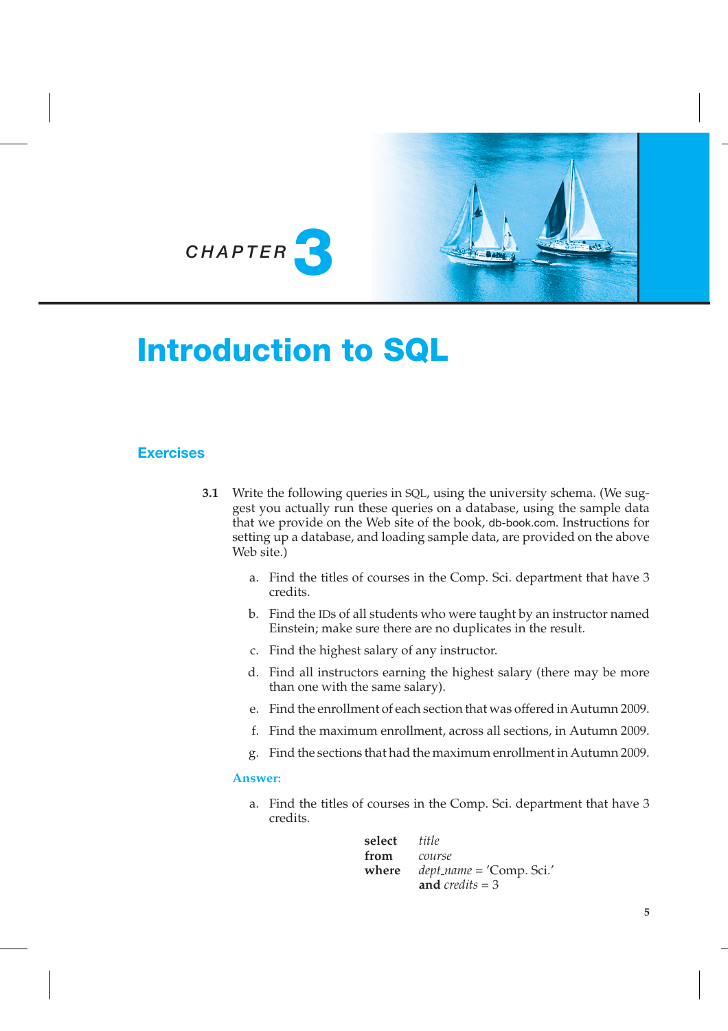# CHAPTER 3

# Introduction to SQL

## Exercises

**3.1** Write the following queries in SQL, using the university schema. (We suggest you actually run these queries on a database, using the sample data that we provide on the Web site of the book, db-book.com. Instructions for setting up a database, and loading sample data, are provided on the above Web site.)

a. Find the titles of courses in the Comp. Sci. department that have 3 credits.

b. Find the IDs of all students who were taught by an instructor named Einstein; make sure there are no duplicates in the result.

c. Find the highest salary of any instructor.

d. Find all instructors earning the highest salary (there may be more than one with the same salary).

e. Find the enrollment of each section that was offered in Autumn 2009.

f. Find the maximum enrollment, across all sections, in Autumn 2009.

g. Find the sections that had the maximum enrollment in Autumn 2009.

**Answer:**

a. Find the titles of courses in the Comp. Sci. department that have 3 credits.

```
select  title
from    course
where   dept_name = 'Comp. Sci.'
        and credits = 3
```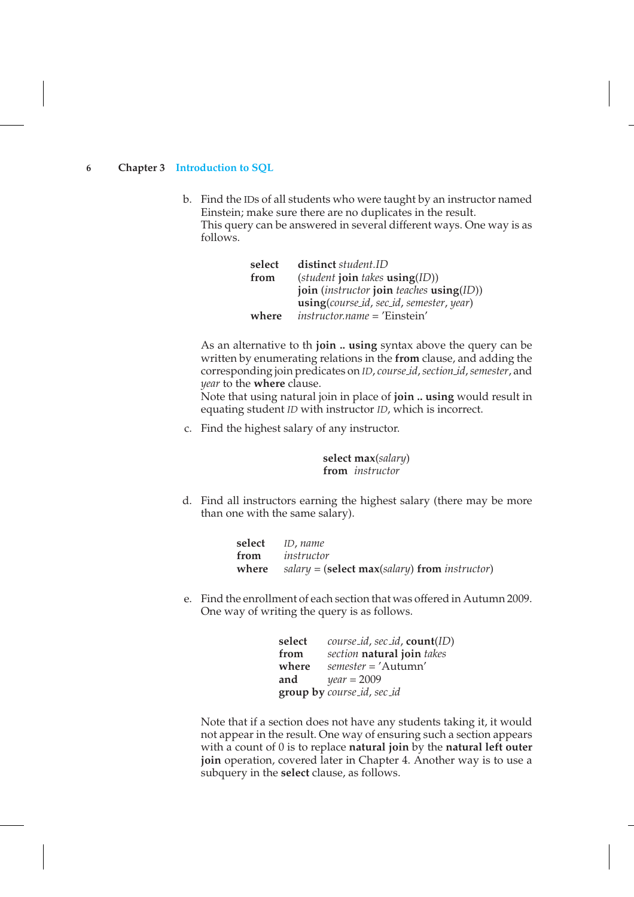b. Find the IDs of all students who were taught by an instructor named Einstein; make sure there are no duplicates in the result.
This query can be answered in several different ways. One way is as follows.

```
select   distinct student.ID
from     (student join takes using(ID))
         join (instructor join teaches using(ID))
         using(course_id, sec_id, semester, year)
where    instructor.name = 'Einstein'
```

As an alternative to th **join .. using** syntax above the query can be written by enumerating relations in the **from** clause, and adding the corresponding join predicates on *ID*, *course_id*, *section_id*, *semester*, and *year* to the **where** clause.
Note that using natural join in place of **join .. using** would result in equating student *ID* with instructor *ID*, which is incorrect.

c. Find the highest salary of any instructor.

```
select max(salary)
from instructor
```

d. Find all instructors earning the highest salary (there may be more than one with the same salary).

```
select   ID, name
from     instructor
where    salary = (select max(salary) from instructor)
```

e. Find the enrollment of each section that was offered in Autumn 2009.
One way of writing the query is as follows.

```
select   course_id, sec_id, count(ID)
from     section natural join takes
where    semester = 'Autumn'
and      year = 2009
group by course_id, sec_id
```

Note that if a section does not have any students taking it, it would not appear in the result. One way of ensuring such a section appears with a count of 0 is to replace **natural join** by the **natural left outer join** operation, covered later in Chapter 4. Another way is to use a subquery in the **select** clause, as follows.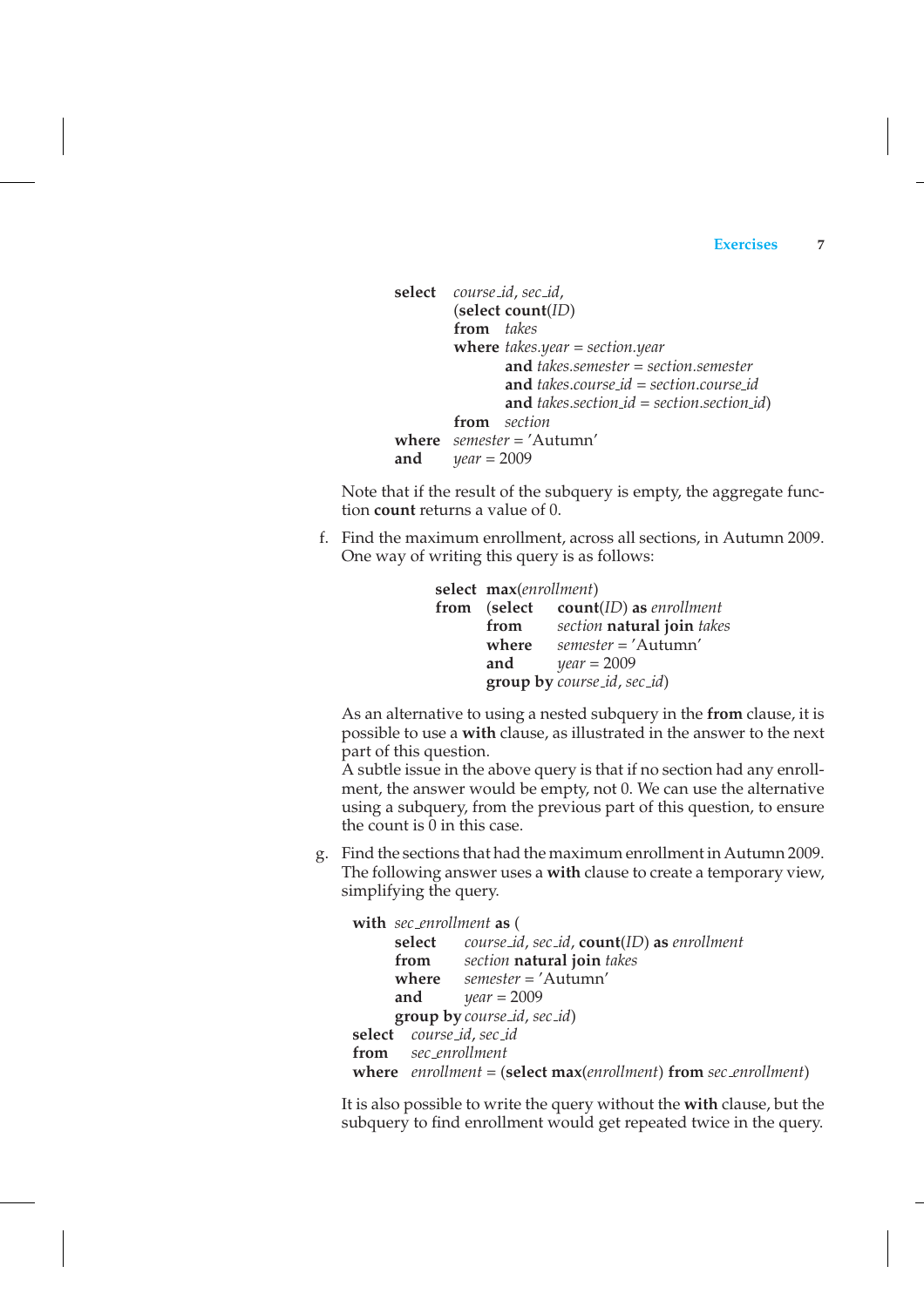```
select  course_id, sec_id,
        (select count(ID)
         from  takes
         where takes.year = section.year
               and takes.semester = section.semester
               and takes.course_id = section.course_id
               and takes.section_id = section.section_id)
        from  section
where   semester = 'Autumn'
and     year = 2009
```

Note that if the result of the subquery is empty, the aggregate function **count** returns a value of 0.

f. Find the maximum enrollment, across all sections, in Autumn 2009. One way of writing this query is as follows:

```
select max(enrollment)
from   (select   count(ID) as enrollment
        from     section natural join takes
        where    semester = 'Autumn'
        and      year = 2009
        group by course_id, sec_id)
```

As an alternative to using a nested subquery in the **from** clause, it is possible to use a **with** clause, as illustrated in the answer to the next part of this question.

A subtle issue in the above query is that if no section had any enrollment, the answer would be empty, not 0. We can use the alternative using a subquery, from the previous part of this question, to ensure the count is 0 in this case.

g. Find the sections that had the maximum enrollment in Autumn 2009. The following answer uses a **with** clause to create a temporary view, simplifying the query.

```
with sec_enrollment as (
     select    course_id, sec_id, count(ID) as enrollment
     from      section natural join takes
     where     semester = 'Autumn'
     and       year = 2009
     group by course_id, sec_id)
select  course_id, sec_id
from    sec_enrollment
where   enrollment = (select max(enrollment) from sec_enrollment)
```

It is also possible to write the query without the **with** clause, but the subquery to find enrollment would get repeated twice in the query.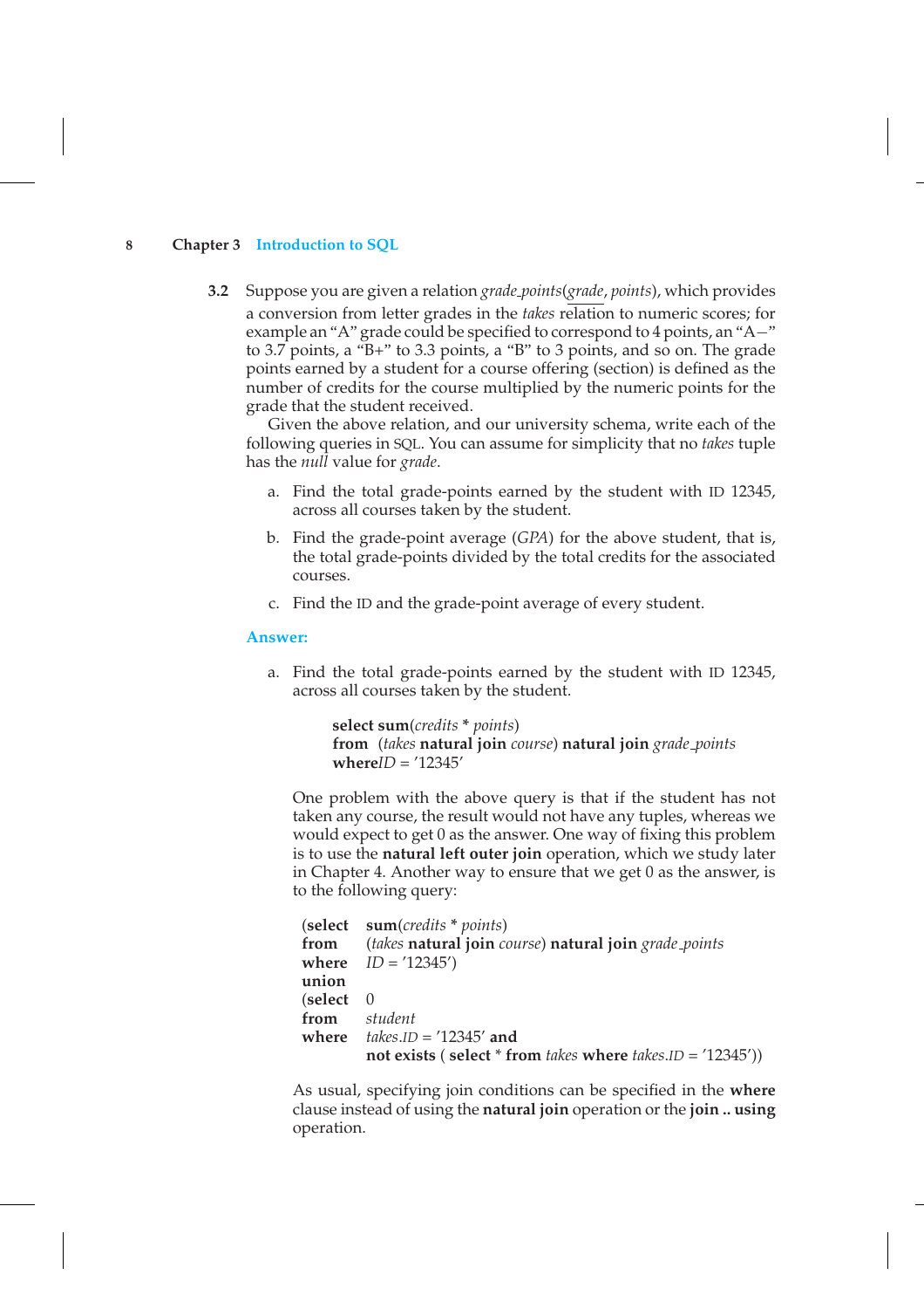**3.2** Suppose you are given a relation *grade_points*(*grade*, *points*), which provides a conversion from letter grades in the *takes* relation to numeric scores; for example an "A" grade could be specified to correspond to 4 points, an "A−" to 3.7 points, a "B+" to 3.3 points, a "B" to 3 points, and so on. The grade points earned by a student for a course offering (section) is defined as the number of credits for the course multiplied by the numeric points for the grade that the student received.

Given the above relation, and our university schema, write each of the following queries in SQL. You can assume for simplicity that no *takes* tuple has the *null* value for *grade*.

a. Find the total grade-points earned by the student with ID 12345, across all courses taken by the student.

b. Find the grade-point average (*GPA*) for the above student, that is, the total grade-points divided by the total credits for the associated courses.

c. Find the ID and the grade-point average of every student.

**Answer:**

a. Find the total grade-points earned by the student with ID 12345, across all courses taken by the student.

```
select sum(credits * points)
from  (takes natural join course) natural join grade_points
whereID = '12345'
```

One problem with the above query is that if the student has not taken any course, the result would not have any tuples, whereas we would expect to get 0 as the answer. One way of fixing this problem is to use the **natural left outer join** operation, which we study later in Chapter 4. Another way to ensure that we get 0 as the answer, is to the following query:

```
(select   sum(credits * points)
 from     (takes natural join course) natural join grade_points
 where    ID = '12345')
 union
(select   0
 from     student
 where    takes.ID = '12345' and
          not exists ( select * from takes where takes.ID = '12345'))
```

As usual, specifying join conditions can be specified in the **where** clause instead of using the **natural join** operation or the **join .. using** operation.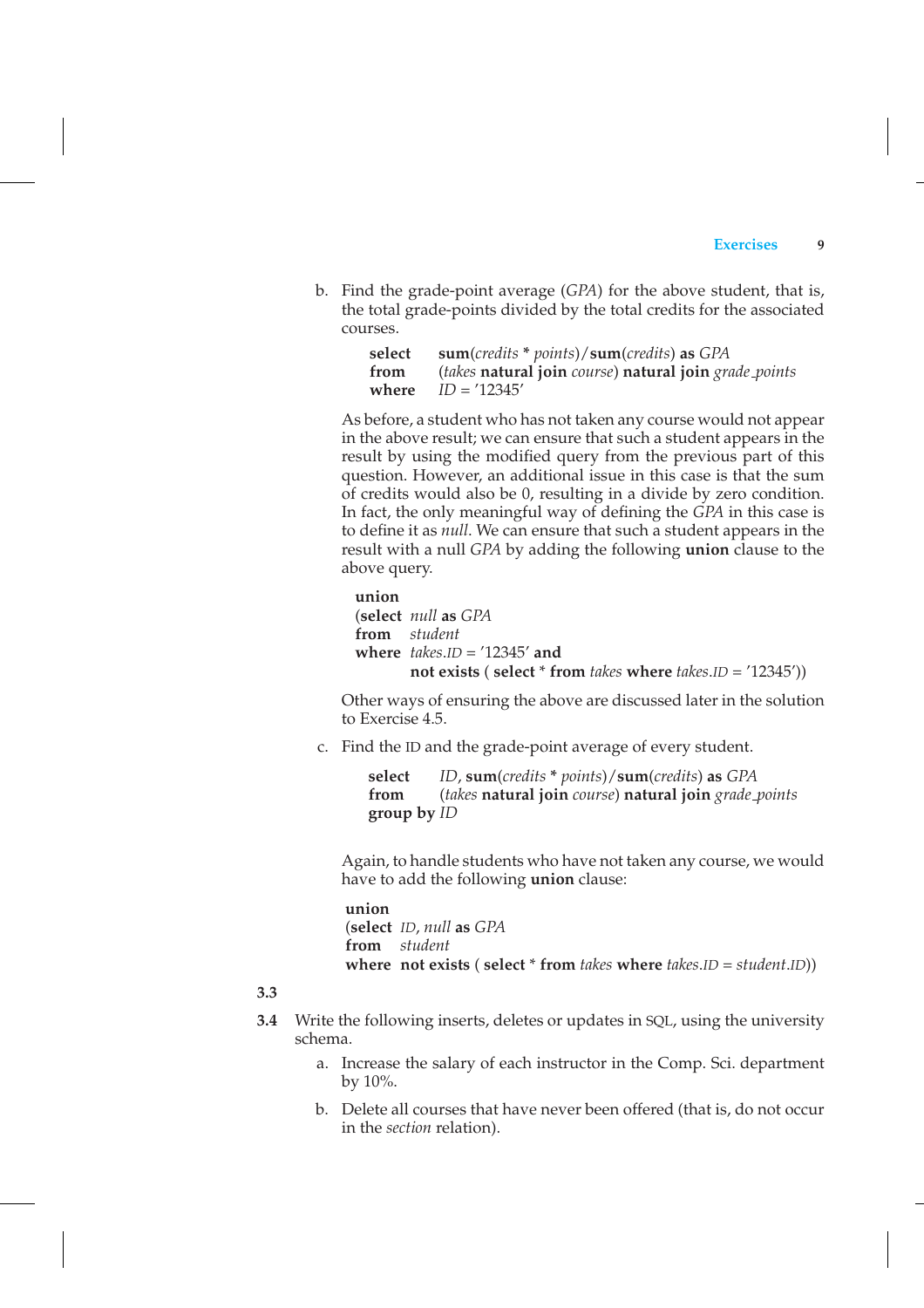b. Find the grade-point average (*GPA*) for the above student, that is, the total grade-points divided by the total credits for the associated courses.

```
select   sum(credits * points)/sum(credits) as GPA
from     (takes natural join course) natural join grade_points
where    ID = '12345'
```

As before, a student who has not taken any course would not appear in the above result; we can ensure that such a student appears in the result by using the modified query from the previous part of this question. However, an additional issue in this case is that the sum of credits would also be 0, resulting in a divide by zero condition. In fact, the only meaningful way of defining the *GPA* in this case is to define it as *null*. We can ensure that such a student appears in the result with a null *GPA* by adding the following **union** clause to the above query.

```
union
(select  null as GPA
from     student
where    takes.ID = '12345' and
         not exists ( select * from takes where takes.ID = '12345'))
```

Other ways of ensuring the above are discussed later in the solution to Exercise 4.5.

c. Find the ID and the grade-point average of every student.

```
select   ID, sum(credits * points)/sum(credits) as GPA
from     (takes natural join course) natural join grade_points
group by ID
```

Again, to handle students who have not taken any course, we would have to add the following **union** clause:

```
union
(select  ID, null as GPA
from     student
where    not exists ( select * from takes where takes.ID = student.ID))
```

**3.3**

**3.4** Write the following inserts, deletes or updates in SQL, using the university schema.

a. Increase the salary of each instructor in the Comp. Sci. department by 10%.

b. Delete all courses that have never been offered (that is, do not occur in the *section* relation).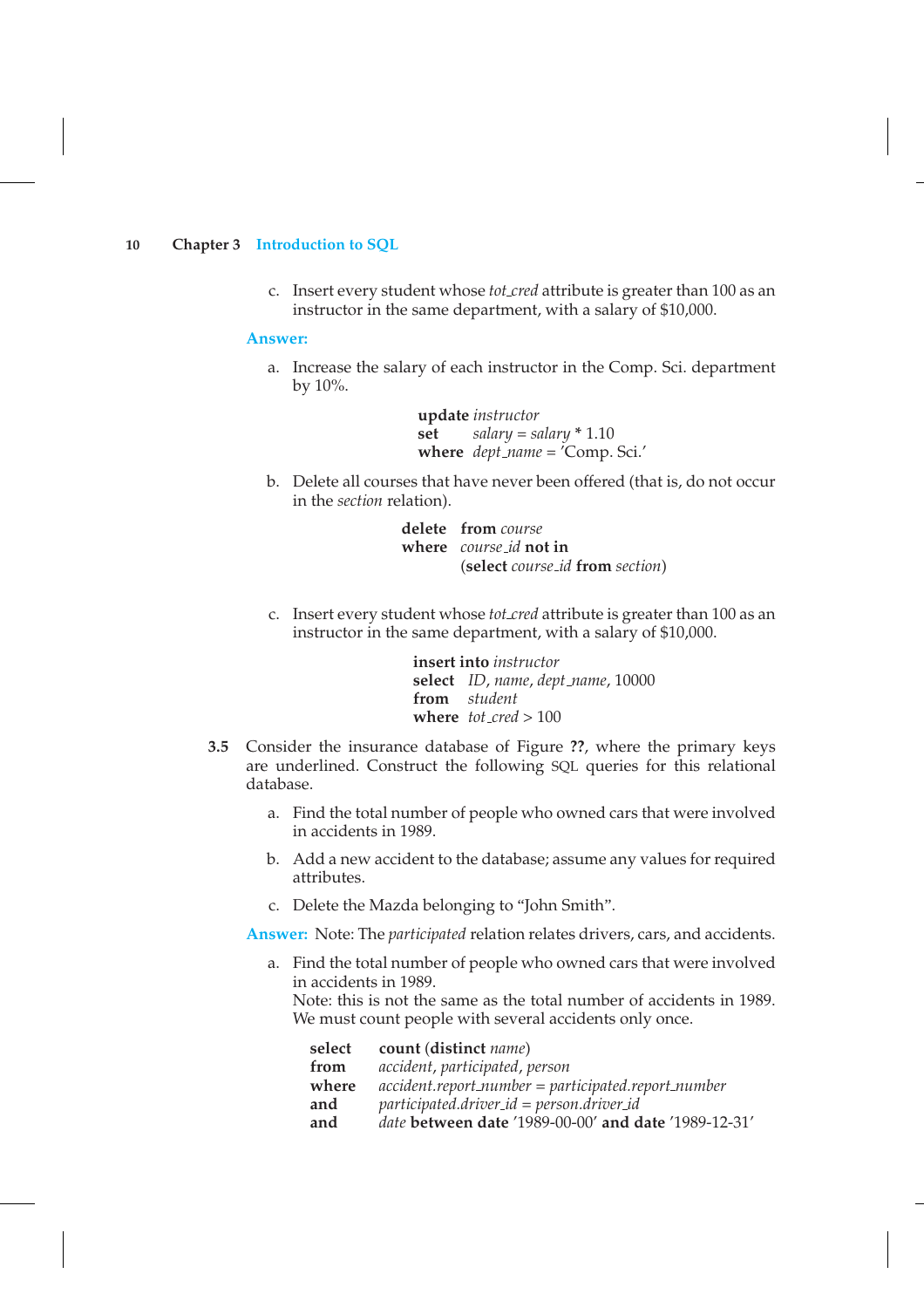c. Insert every student whose *tot_cred* attribute is greater than 100 as an instructor in the same department, with a salary of $10,000.

**Answer:**

a. Increase the salary of each instructor in the Comp. Sci. department by 10%.

```
update instructor
set    salary = salary * 1.10
where  dept_name = 'Comp. Sci.'
```

b. Delete all courses that have never been offered (that is, do not occur in the *section* relation).

```
delete  from course
where   course_id not in
        (select course_id from section)
```

c. Insert every student whose *tot_cred* attribute is greater than 100 as an instructor in the same department, with a salary of $10,000.

```
insert into instructor
select  ID, name, dept_name, 10000
from    student
where   tot_cred > 100
```

**3.5** Consider the insurance database of Figure **??**, where the primary keys are underlined. Construct the following SQL queries for this relational database.

a. Find the total number of people who owned cars that were involved in accidents in 1989.

b. Add a new accident to the database; assume any values for required attributes.

c. Delete the Mazda belonging to "John Smith".

**Answer:** Note: The *participated* relation relates drivers, cars, and accidents.

a. Find the total number of people who owned cars that were involved in accidents in 1989.
Note: this is not the same as the total number of accidents in 1989. We must count people with several accidents only once.

```
select  count (distinct name)
from    accident, participated, person
where   accident.report_number = participated.report_number
and     participated.driver_id = person.driver_id
and     date between date '1989-00-00' and date '1989-12-31'
```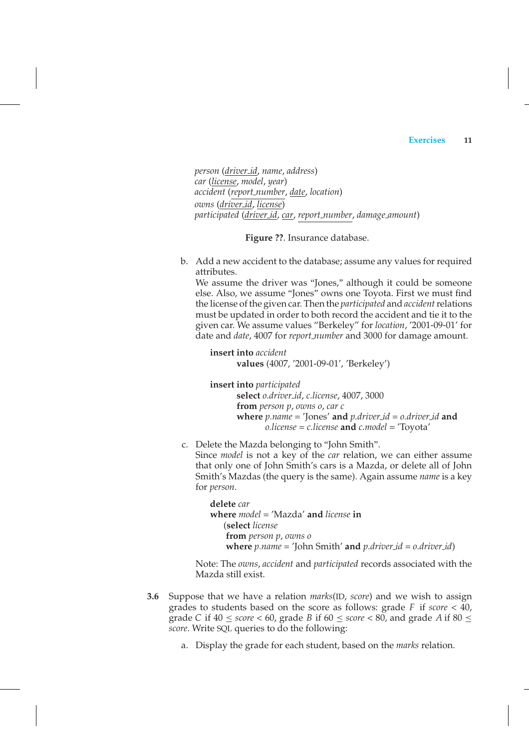*person* (<u>*driver_id*</u>, *name*, *address*)
*car* (<u>*license*</u>, *model*, *year*)
*accident* (<u>*report_number*</u>, <u>*date*</u>, *location*)
*owns* (<u>*driver_id*</u>, <u>*license*</u>)
*participated* (<u>*driver_id*</u>, <u>*car*</u>, <u>*report_number*</u>, *damage_amount*)

**Figure ??**. Insurance database.

b. Add a new accident to the database; assume any values for required attributes.
We assume the driver was "Jones," although it could be someone else. Also, we assume "Jones" owns one Toyota. First we must find the license of the given car. Then the *participated* and *accident* relations must be updated in order to both record the accident and tie it to the given car. We assume values "Berkeley" for *location*, '2001-09-01' for date and *date*, 4007 for *report_number* and 3000 for damage amount.

```
insert into accident
        values (4007, '2001-09-01', 'Berkeley')

insert into participated
        select o.driver_id, c.license, 4007, 3000
        from person p, owns o, car c
        where p.name = 'Jones' and p.driver_id = o.driver_id and
                o.license = c.license and c.model = 'Toyota'
```

c. Delete the Mazda belonging to "John Smith".
Since *model* is not a key of the *car* relation, we can either assume that only one of John Smith's cars is a Mazda, or delete all of John Smith's Mazdas (the query is the same). Again assume *name* is a key for *person*.

```
delete car
where model = 'Mazda' and license in
    (select license
     from person p, owns o
     where p.name = 'John Smith' and p.driver_id = o.driver_id)
```

Note: The *owns*, *accident* and *participated* records associated with the Mazda still exist.

**3.6** Suppose that we have a relation *marks*(ID, *score*) and we wish to assign grades to students based on the score as follows: grade *F* if $score < 40$, grade *C* if $40 \leq score < 60$, grade *B* if $60 \leq score < 80$, and grade *A* if $80 \leq score$. Write SQL queries to do the following:

a. Display the grade for each student, based on the *marks* relation.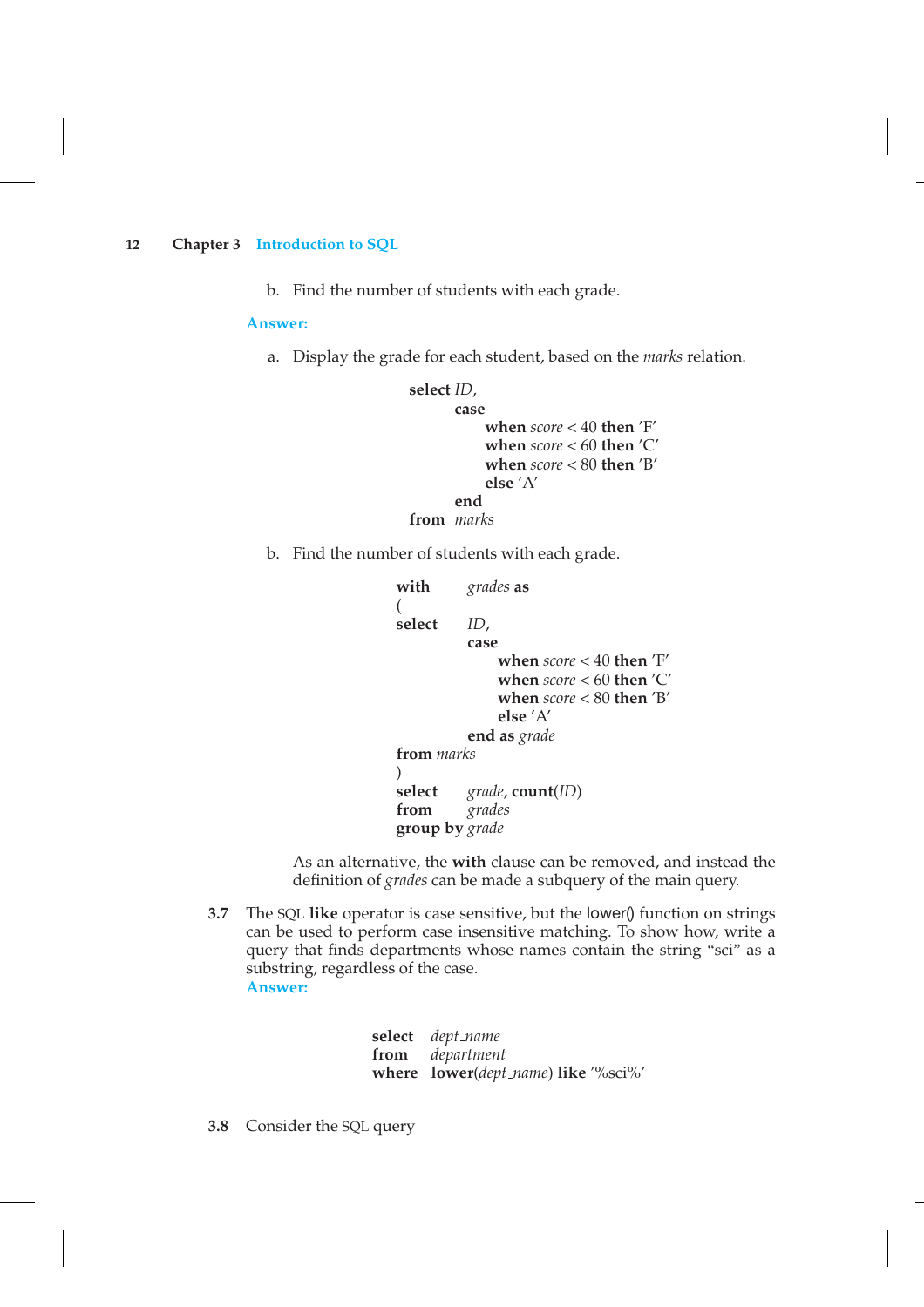b. Find the number of students with each grade.

**Answer:**

a. Display the grade for each student, based on the *marks* relation.

```
select ID,
       case
            when score < 40 then 'F'
            when score < 60 then 'C'
            when score < 80 then 'B'
            else 'A'
       end
from marks
```

b. Find the number of students with each grade.

```
with     grades as
(
select   ID,
         case
              when score < 40 then 'F'
              when score < 60 then 'C'
              when score < 80 then 'B'
              else 'A'
         end as grade
from marks
)
select   grade, count(ID)
from     grades
group by grade
```

As an alternative, the **with** clause can be removed, and instead the definition of *grades* can be made a subquery of the main query.

**3.7** The SQL **like** operator is case sensitive, but the lower() function on strings can be used to perform case insensitive matching. To show how, write a query that finds departments whose names contain the string "sci" as a substring, regardless of the case.
**Answer:**

```
select   dept_name
from     department
where    lower(dept_name) like '%sci%'
```

**3.8** Consider the SQL query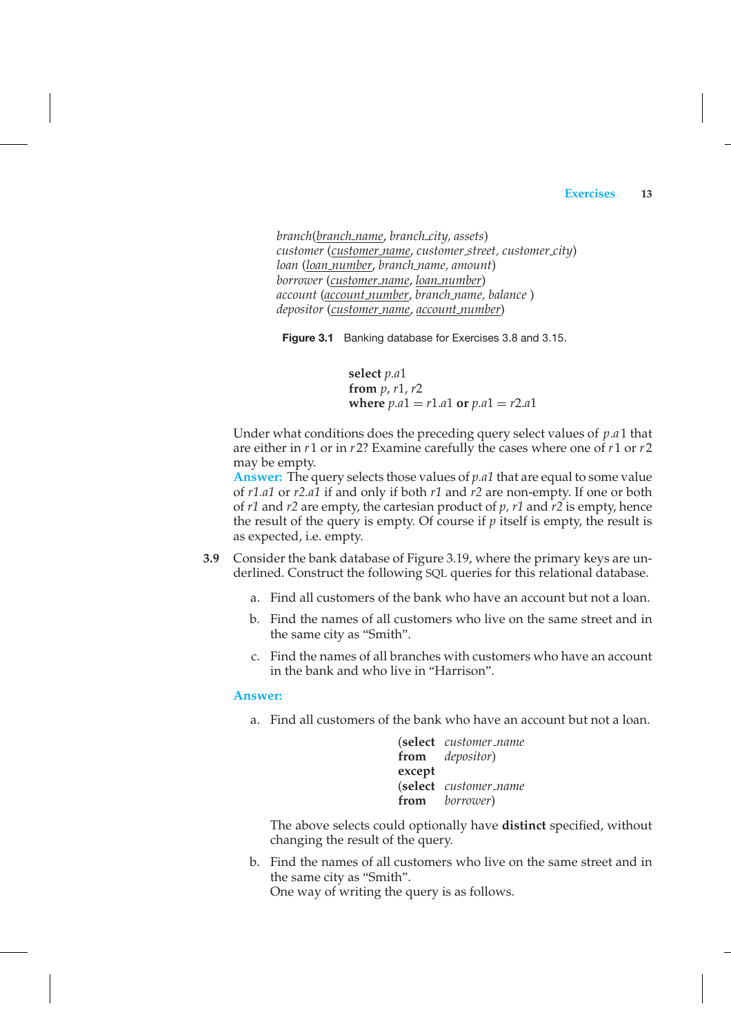*branch*(<u>*branch_name*</u>, *branch_city*, *assets*)
*customer* (<u>*customer_name*</u>, *customer_street*, *customer_city*)
*loan* (<u>*loan_number*</u>, *branch_name*, *amount*)
*borrower* (<u>*customer_name*</u>, <u>*loan_number*</u>)
*account* (<u>*account_number*</u>, *branch_name*, *balance* )
*depositor* (<u>*customer_name*</u>, <u>*account_number*</u>)

**Figure 3.1** Banking database for Exercises 3.8 and 3.15.

```
select p.a1
from p, r1, r2
where p.a1 = r1.a1 or p.a1 = r2.a1
```

Under what conditions does the preceding query select values of $p.a1$ that are either in $r1$ or in $r2$? Examine carefully the cases where one of $r1$ or $r2$ may be empty.

**Answer:** The query selects those values of *p.a1* that are equal to some value of *r1.a1* or *r2.a1* if and only if both *r1* and *r2* are non-empty. If one or both of *r1* and *r2* are empty, the cartesian product of *p*, *r1* and *r2* is empty, hence the result of the query is empty. Of course if *p* itself is empty, the result is as expected, i.e. empty.

**3.9** Consider the bank database of Figure 3.19, where the primary keys are underlined. Construct the following SQL queries for this relational database.

a. Find all customers of the bank who have an account but not a loan.

b. Find the names of all customers who live on the same street and in the same city as "Smith".

c. Find the names of all branches with customers who have an account in the bank and who live in "Harrison".

**Answer:**

a. Find all customers of the bank who have an account but not a loan.

```
(select  customer_name
 from    depositor)
except
(select  customer_name
 from    borrower)
```

The above selects could optionally have **distinct** specified, without changing the result of the query.

b. Find the names of all customers who live on the same street and in the same city as "Smith".
One way of writing the query is as follows.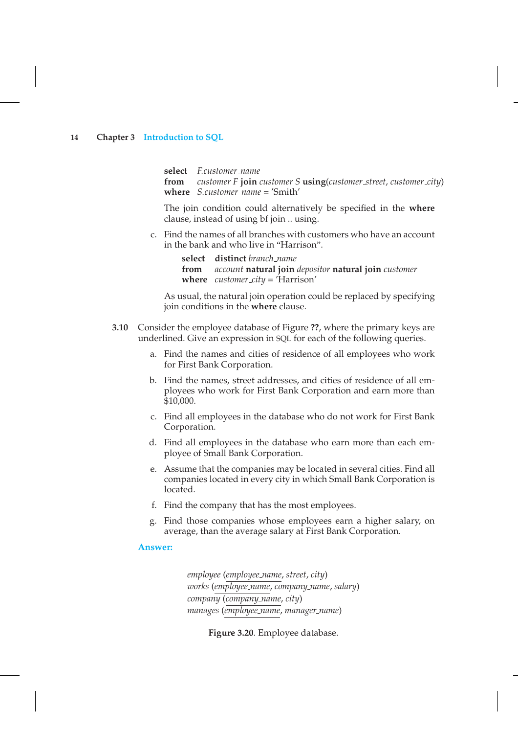```
select  F.customer_name
from    customer F join customer S using(customer_street, customer_city)
where   S.customer_name = 'Smith'
```

The join condition could alternatively be specified in the **where** clause, instead of using bf join .. using.

c. Find the names of all branches with customers who have an account in the bank and who live in "Harrison".

```
select  distinct branch_name
from    account natural join depositor natural join customer
where   customer_city = 'Harrison'
```

As usual, the natural join operation could be replaced by specifying join conditions in the **where** clause.

**3.10** Consider the employee database of Figure **??**, where the primary keys are underlined. Give an expression in SQL for each of the following queries.

a. Find the names and cities of residence of all employees who work for First Bank Corporation.

b. Find the names, street addresses, and cities of residence of all employees who work for First Bank Corporation and earn more than $10,000.

c. Find all employees in the database who do not work for First Bank Corporation.

d. Find all employees in the database who earn more than each employee of Small Bank Corporation.

e. Assume that the companies may be located in several cities. Find all companies located in every city in which Small Bank Corporation is located.

f. Find the company that has the most employees.

g. Find those companies whose employees earn a higher salary, on average, than the average salary at First Bank Corporation.

**Answer:**

*employee* (<u>*employee_name*</u>, *street*, *city*)
*works* (<u>*employee_name*</u>, *company_name*, *salary*)
*company* (<u>*company_name*</u>, *city*)
*manages* (<u>*employee_name*</u>, *manager_name*)

**Figure 3.20**. Employee database.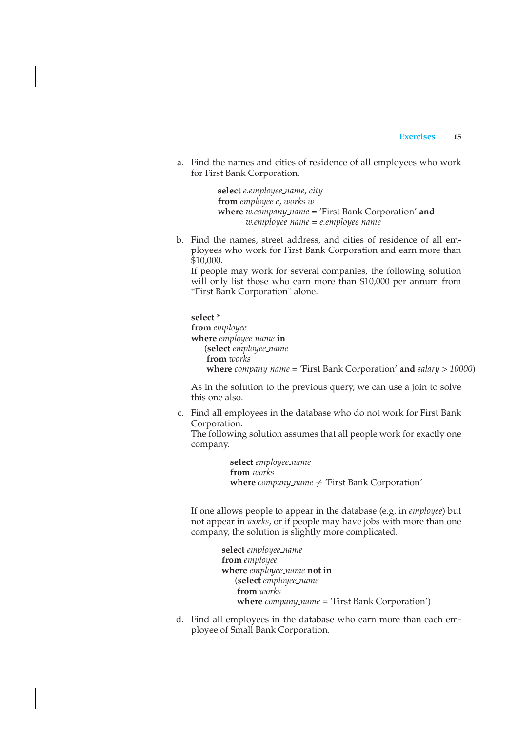a. Find the names and cities of residence of all employees who work for First Bank Corporation.

```
select e.employee_name, city
from employee e, works w
where w.company_name = 'First Bank Corporation' and
      w.employee_name = e.employee_name
```

b. Find the names, street address, and cities of residence of all employees who work for First Bank Corporation and earn more than $10,000.

If people may work for several companies, the following solution will only list those who earn more than $10,000 per annum from "First Bank Corporation" alone.

```
select *
from employee
where employee_name in
   (select employee_name
    from works
    where company_name = 'First Bank Corporation' and salary > 10000)
```

As in the solution to the previous query, we can use a join to solve this one also.

c. Find all employees in the database who do not work for First Bank Corporation.

The following solution assumes that all people work for exactly one company.

```
select employee_name
from works
where company_name ≠ 'First Bank Corporation'
```

If one allows people to appear in the database (e.g. in *employee*) but not appear in *works*, or if people may have jobs with more than one company, the solution is slightly more complicated.

```
select employee_name
from employee
where employee_name not in
   (select employee_name
    from works
    where company_name = 'First Bank Corporation')
```

d. Find all employees in the database who earn more than each employee of Small Bank Corporation.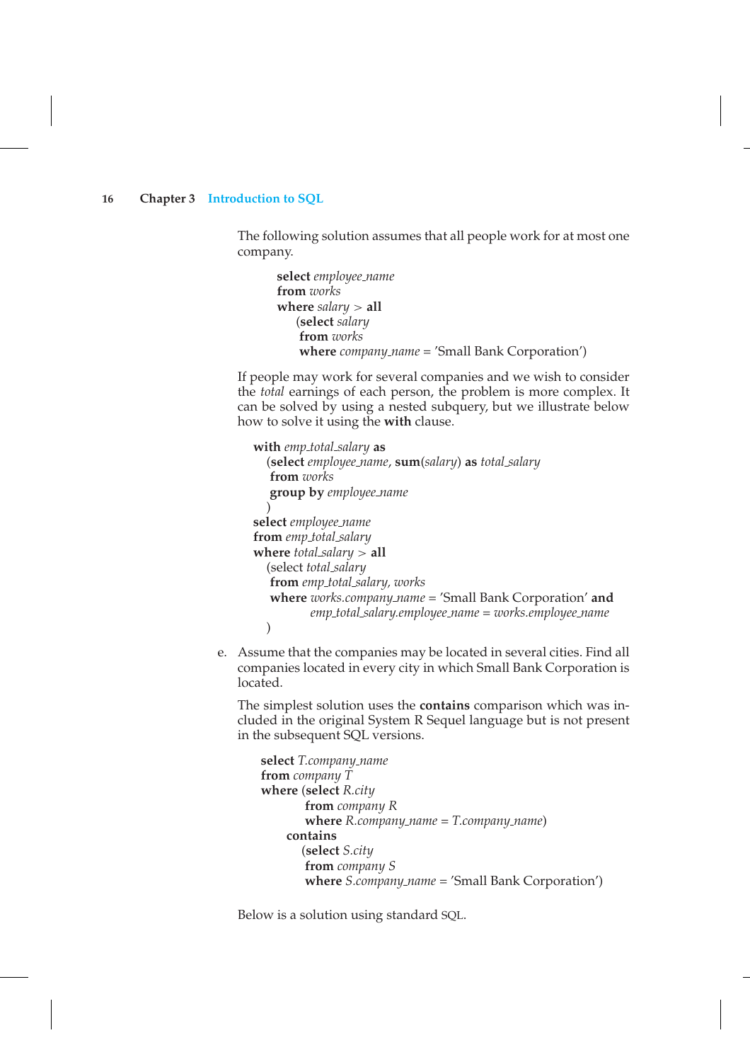The following solution assumes that all people work for at most one company.

```
select employee_name
from works
where salary > all
    (select salary
     from works
     where company_name = 'Small Bank Corporation')
```

If people may work for several companies and we wish to consider the *total* earnings of each person, the problem is more complex. It can be solved by using a nested subquery, but we illustrate below how to solve it using the **with** clause.

```
with emp_total_salary as
   (select employee_name, sum(salary) as total_salary
    from works
    group by employee_name
   )
select employee_name
from emp_total_salary
where total_salary > all
   (select total_salary
    from emp_total_salary, works
    where works.company_name = 'Small Bank Corporation' and
            emp_total_salary.employee_name = works.employee_name
   )
```

e. Assume that the companies may be located in several cities. Find all companies located in every city in which Small Bank Corporation is located.

The simplest solution uses the **contains** comparison which was included in the original System R Sequel language but is not present in the subsequent SQL versions.

```
select T.company_name
from company T
where (select R.city
       from company R
       where R.company_name = T.company_name)
    contains
       (select S.city
        from company S
        where S.company_name = 'Small Bank Corporation')
```

Below is a solution using standard SQL.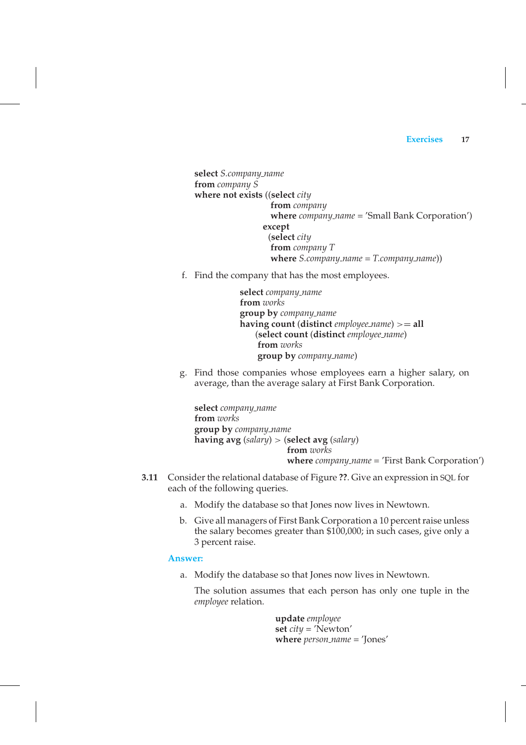```
select S.company_name
from company S
where not exists ((select city
                   from company
                   where company_name = 'Small Bank Corporation')
                  except
                  (select city
                   from company T
                   where S.company_name = T.company_name))
```

f. Find the company that has the most employees.

```
select company_name
from works
group by company_name
having count (distinct employee_name) >= all
    (select count (distinct employee_name)
     from works
     group by company_name)
```

g. Find those companies whose employees earn a higher salary, on average, than the average salary at First Bank Corporation.

```
select company_name
from works
group by company_name
having avg (salary) > (select avg (salary)
                       from works
                       where company_name = 'First Bank Corporation')
```

**3.11** Consider the relational database of Figure **??**. Give an expression in SQL for each of the following queries.

a. Modify the database so that Jones now lives in Newtown.

b. Give all managers of First Bank Corporation a 10 percent raise unless the salary becomes greater than $100,000; in such cases, give only a 3 percent raise.

**Answer:**

a. Modify the database so that Jones now lives in Newtown.

The solution assumes that each person has only one tuple in the *employee* relation.

```
update employee
set city = 'Newton'
where person_name = 'Jones'
```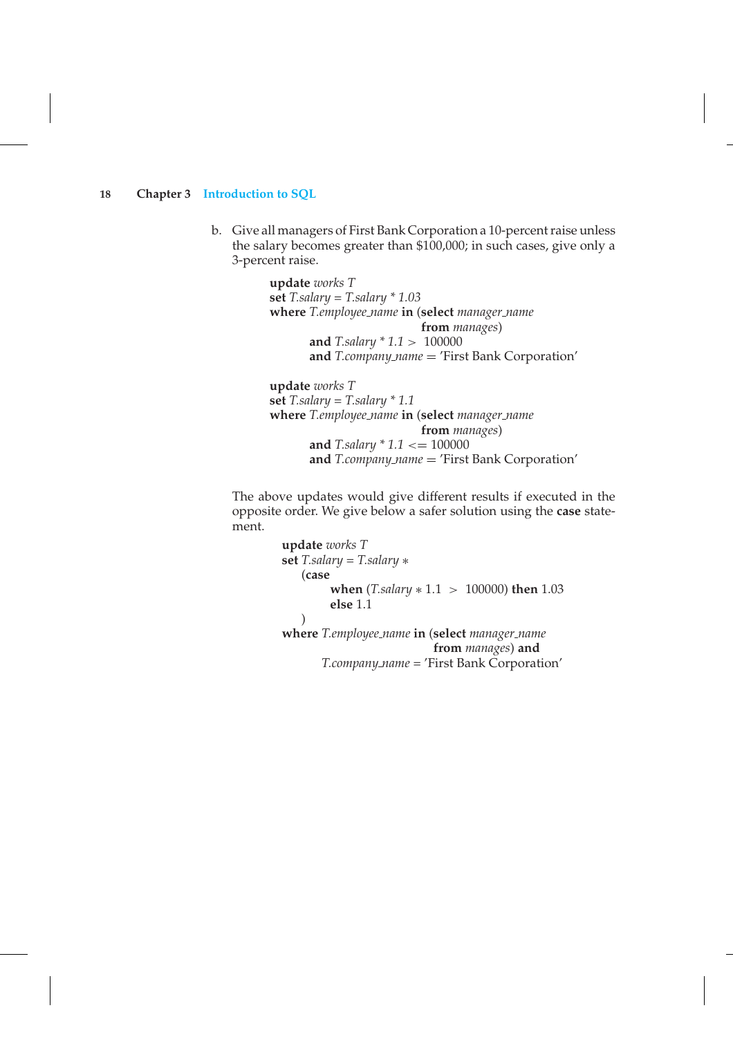b. Give all managers of First Bank Corporation a 10-percent raise unless the salary becomes greater than $100,000; in such cases, give only a 3-percent raise.

```
update works T
set T.salary = T.salary * 1.03
where T.employee_name in (select manager_name
                          from manages)
      and T.salary * 1.1 >  100000
      and T.company_name = 'First Bank Corporation'

update works T
set T.salary = T.salary * 1.1
where T.employee_name in (select manager_name
                          from manages)
      and T.salary * 1.1 <= 100000
      and T.company_name = 'First Bank Corporation'
```

The above updates would give different results if executed in the opposite order. We give below a safer solution using the **case** statement.

```
update works T
set T.salary = T.salary ∗
    (case
         when (T.salary ∗ 1.1  >  100000) then 1.03
         else 1.1
    )
where T.employee_name in (select manager_name
                          from manages) and
      T.company_name = 'First Bank Corporation'
```